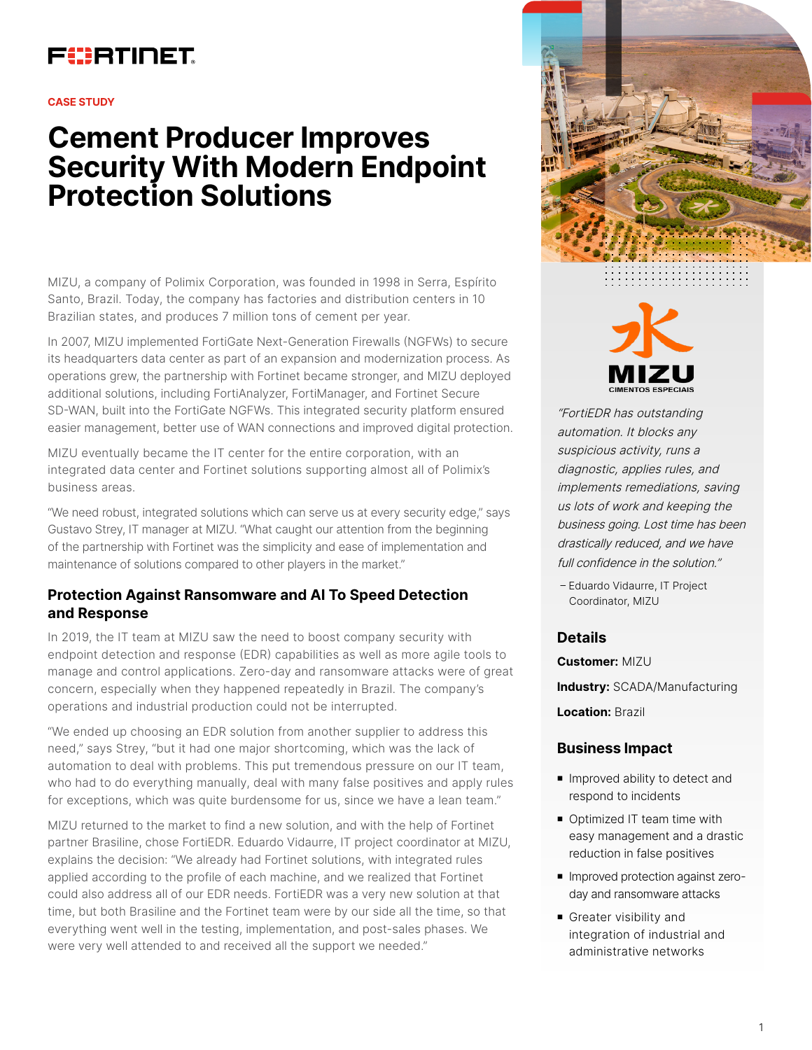FORTINET

CASE STUDY

# Cement Producer Improves Security With Modern Endpoint Protection Solutions

MIZU, a company of Polimix Corporation, was founded in 1998 in Serra, Espírito Santo, Brazil. Today, the company has factories and distribution centers in 10 Brazilian states, and produces 7 million tons of cement per year.

In 2007, MIZU implemented FortiGate Next-Generation Firewalls (NGFWs) to secure its headquarters data center as part of an expansion and modernization process. As operations grew, the partnership with Fortinet became stronger, and MIZU deployed additional solutions, including FortiAnalyzer, FortiManager, and Fortinet Secure SD-WAN, built into the FortiGate NGFWs. This integrated security platform ensured easier management, better use of WAN connections and improved digital protection.

MIZU eventually became the IT center for the entire corporation, with an integrated data center and Fortinet solutions supporting almost all of Polimix's business areas.

"We need robust, integrated solutions which can serve us at every security edge," says Gustavo Strey, IT manager at MIZU. "What caught our attention from the beginning of the partnership with Fortinet was the simplicity and ease of implementation and maintenance of solutions compared to other players in the market."

## Protection Against Ransomware and AI To Speed Detection and Response

In 2019, the IT team at MIZU saw the need to boost company security with endpoint detection and response (EDR) capabilities as well as more agile tools to manage and control applications. Zero-day and ransomware attacks were of great concern, especially when they happened repeatedly in Brazil. The company's operations and industrial production could not be interrupted.

"We ended up choosing an EDR solution from another supplier to address this need," says Strey, "but it had one major shortcoming, which was the lack of automation to deal with problems. This put tremendous pressure on our IT team, who had to do everything manually, deal with many false positives and apply rules for exceptions, which was quite burdensome for us, since we have a lean team."

MIZU returned to the market to find a new solution, and with the help of Fortinet partner Brasiline, chose FortiEDR. Eduardo Vidaurre, IT project coordinator at MIZU, explains the decision: "We already had Fortinet solutions, with integrated rules applied according to the profile of each machine, and we realized that Fortinet could also address all of our EDR needs. FortiEDR was a very new solution at that time, but both Brasiline and the Fortinet team were by our side all the time, so that everything went well in the testing, implementation, and post-sales phases. We were very well attended to and received all the support we needed."

MIZU
CIMENTOS ESPECIAIS

*"FortiEDR has outstanding automation. It blocks any suspicious activity, runs a diagnostic, applies rules, and implements remediations, saving us lots of work and keeping the business going. Lost time has been drastically reduced, and we have full confidence in the solution."*

– Eduardo Vidaurre, IT Project Coordinator, MIZU

## Details

**Customer:** MIZU

**Industry:** SCADA/Manufacturing

**Location:** Brazil

## Business Impact

- Improved ability to detect and respond to incidents
- Optimized IT team time with easy management and a drastic reduction in false positives
- Improved protection against zero-day and ransomware attacks
- Greater visibility and integration of industrial and administrative networks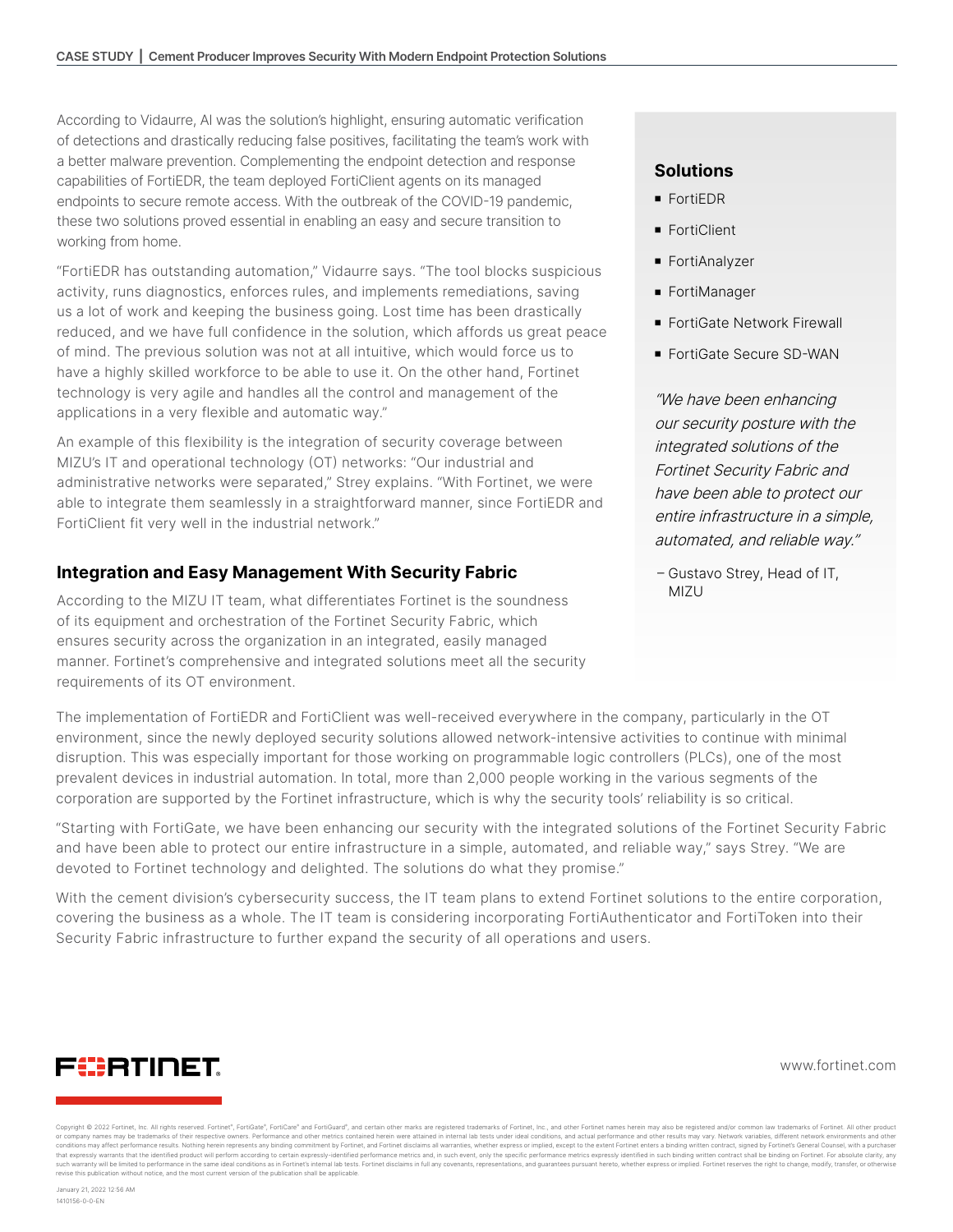According to Vidaurre, AI was the solution's highlight, ensuring automatic verification of detections and drastically reducing false positives, facilitating the team's work with a better malware prevention. Complementing the endpoint detection and response capabilities of FortiEDR, the team deployed FortiClient agents on its managed endpoints to secure remote access. With the outbreak of the COVID-19 pandemic, these two solutions proved essential in enabling an easy and secure transition to working from home.

"FortiEDR has outstanding automation," Vidaurre says. "The tool blocks suspicious activity, runs diagnostics, enforces rules, and implements remediations, saving us a lot of work and keeping the business going. Lost time has been drastically reduced, and we have full confidence in the solution, which affords us great peace of mind. The previous solution was not at all intuitive, which would force us to have a highly skilled workforce to be able to use it. On the other hand, Fortinet technology is very agile and handles all the control and management of the applications in a very flexible and automatic way."

An example of this flexibility is the integration of security coverage between MIZU's IT and operational technology (OT) networks: "Our industrial and administrative networks were separated," Strey explains. "With Fortinet, we were able to integrate them seamlessly in a straightforward manner, since FortiEDR and FortiClient fit very well in the industrial network."

## Integration and Easy Management With Security Fabric

According to the MIZU IT team, what differentiates Fortinet is the soundness of its equipment and orchestration of the Fortinet Security Fabric, which ensures security across the organization in an integrated, easily managed manner. Fortinet's comprehensive and integrated solutions meet all the security requirements of its OT environment.

### Solutions

- FortiEDR
- FortiClient
- FortiAnalyzer
- FortiManager
- FortiGate Network Firewall
- FortiGate Secure SD-WAN

*"We have been enhancing our security posture with the integrated solutions of the Fortinet Security Fabric and have been able to protect our entire infrastructure in a simple, automated, and reliable way."*

– Gustavo Strey, Head of IT, MIZU

The implementation of FortiEDR and FortiClient was well-received everywhere in the company, particularly in the OT environment, since the newly deployed security solutions allowed network-intensive activities to continue with minimal disruption. This was especially important for those working on programmable logic controllers (PLCs), one of the most prevalent devices in industrial automation. In total, more than 2,000 people working in the various segments of the corporation are supported by the Fortinet infrastructure, which is why the security tools' reliability is so critical.

"Starting with FortiGate, we have been enhancing our security with the integrated solutions of the Fortinet Security Fabric and have been able to protect our entire infrastructure in a simple, automated, and reliable way," says Strey. "We are devoted to Fortinet technology and delighted. The solutions do what they promise."

With the cement division's cybersecurity success, the IT team plans to extend Fortinet solutions to the entire corporation, covering the business as a whole. The IT team is considering incorporating FortiAuthenticator and FortiToken into their Security Fabric infrastructure to further expand the security of all operations and users.

FORTINET

www.fortinet.com

Copyright © 2022 Fortinet, Inc. All rights reserved. Fortinet®, FortiGate®, FortiCare® and FortiGuard®, and certain other marks are registered trademarks of Fortinet, Inc., and other Fortinet names herein may also be registered and/or common law trademarks of Fortinet. All other product or company names may be trademarks of their respective owners. Performance and other metrics contained herein were attained in internal lab tests under ideal conditions, and actual performance and other results may vary. Network variables, different network environments and other conditions may affect performance results. Nothing herein represents any binding commitment by Fortinet, and Fortinet disclaims all warranties, whether express or implied, except to the extent Fortinet enters a binding written contract, signed by Fortinet's General Counsel, with a purchaser that expressly warrants that the identified product will perform according to certain expressly-identified performance metrics and, in such event, only the specific performance metrics expressly identified in such binding written contract shall be binding on Fortinet. For absolute clarity, any such warranty will be limited to performance in the same ideal conditions as in Fortinet's internal lab tests. Fortinet disclaims in full any covenants, representations, and guarantees pursuant hereto, whether express or implied. Fortinet reserves the right to change, modify, transfer, or otherwise revise this publication without notice, and the most current version of the publication shall be applicable.

January 21, 2022 12:56 AM
1410156-0-0-EN